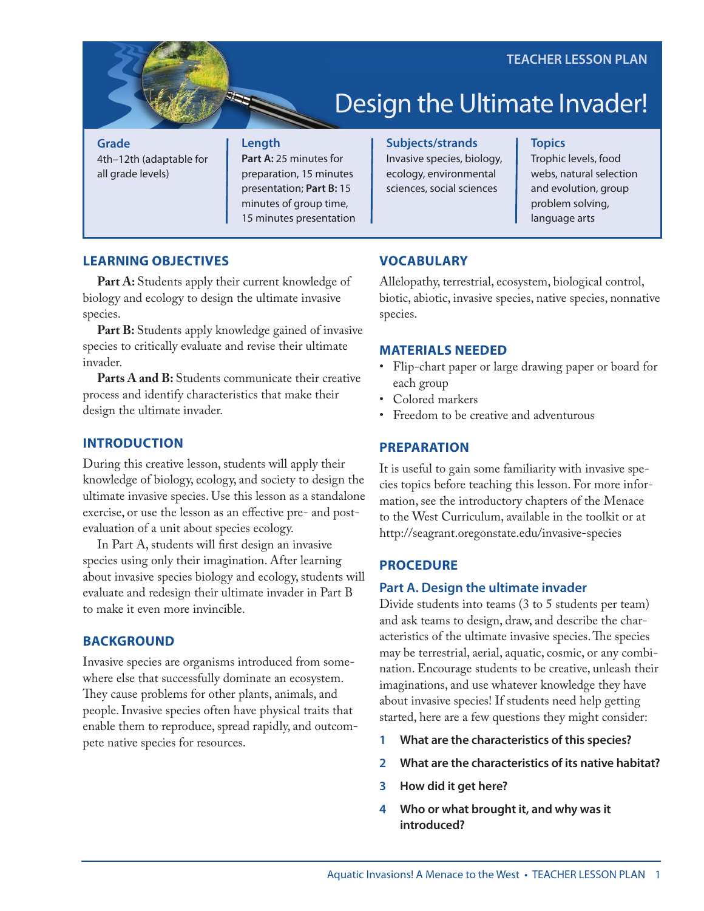TEACHER LESSON PLAN

# Design the Ultimate Invader!

**Grade**
4th–12th (adaptable for all grade levels)

**Length**
**Part A:** 25 minutes for preparation, 15 minutes presentation; **Part B:** 15 minutes of group time, 15 minutes presentation

**Subjects/strands**
Invasive species, biology, ecology, environmental sciences, social sciences

**Topics**
Trophic levels, food webs, natural selection and evolution, group problem solving, language arts

## LEARNING OBJECTIVES

**Part A:** Students apply their current knowledge of biology and ecology to design the ultimate invasive species.

**Part B:** Students apply knowledge gained of invasive species to critically evaluate and revise their ultimate invader.

**Parts A and B:** Students communicate their creative process and identify characteristics that make their design the ultimate invader.

## INTRODUCTION

During this creative lesson, students will apply their knowledge of biology, ecology, and society to design the ultimate invasive species. Use this lesson as a standalone exercise, or use the lesson as an effective pre- and post-evaluation of a unit about species ecology.

In Part A, students will first design an invasive species using only their imagination. After learning about invasive species biology and ecology, students will evaluate and redesign their ultimate invader in Part B to make it even more invincible.

## BACKGROUND

Invasive species are organisms introduced from somewhere else that successfully dominate an ecosystem. They cause problems for other plants, animals, and people. Invasive species often have physical traits that enable them to reproduce, spread rapidly, and outcompete native species for resources.

## VOCABULARY

Allelopathy, terrestrial, ecosystem, biological control, biotic, abiotic, invasive species, native species, nonnative species.

## MATERIALS NEEDED

- Flip-chart paper or large drawing paper or board for each group
- Colored markers
- Freedom to be creative and adventurous

## PREPARATION

It is useful to gain some familiarity with invasive species topics before teaching this lesson. For more information, see the introductory chapters of the Menace to the West Curriculum, available in the toolkit or at http://seagrant.oregonstate.edu/invasive-species

## PROCEDURE

### Part A. Design the ultimate invader

Divide students into teams (3 to 5 students per team) and ask teams to design, draw, and describe the characteristics of the ultimate invasive species. The species may be terrestrial, aerial, aquatic, cosmic, or any combination. Encourage students to be creative, unleash their imaginations, and use whatever knowledge they have about invasive species! If students need help getting started, here are a few questions they might consider:

1. **What are the characteristics of this species?**
2. **What are the characteristics of its native habitat?**
3. **How did it get here?**
4. **Who or what brought it, and why was it introduced?**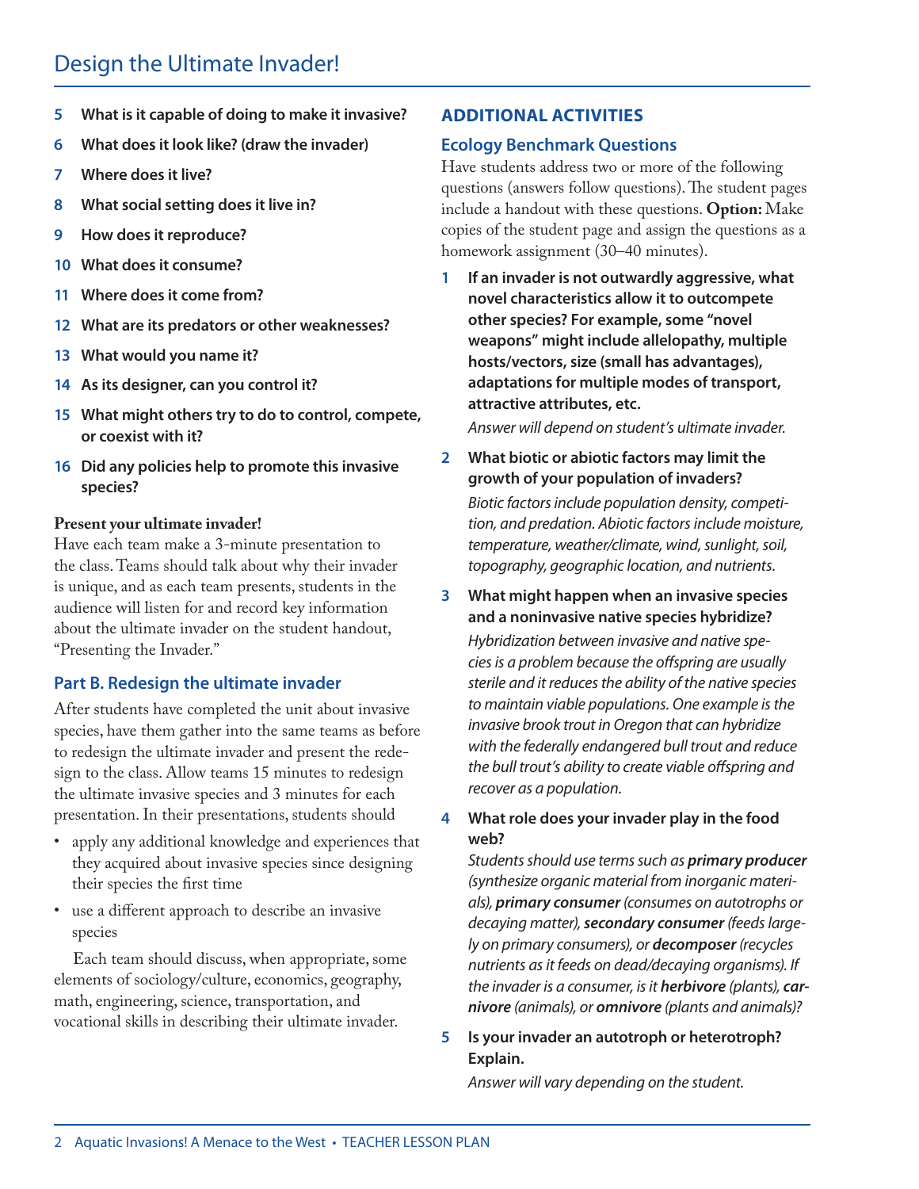5. **What is it capable of doing to make it invasive?**
6. **What does it look like? (draw the invader)**
7. **Where does it live?**
8. **What social setting does it live in?**
9. **How does it reproduce?**
10. **What does it consume?**
11. **Where does it come from?**
12. **What are its predators or other weaknesses?**
13. **What would you name it?**
14. **As its designer, can you control it?**
15. **What might others try to do to control, compete, or coexist with it?**
16. **Did any policies help to promote this invasive species?**

**Present your ultimate invader!**
Have each team make a 3-minute presentation to the class. Teams should talk about why their invader is unique, and as each team presents, students in the audience will listen for and record key information about the ultimate invader on the student handout, "Presenting the Invader."

### Part B. Redesign the ultimate invader

After students have completed the unit about invasive species, have them gather into the same teams as before to redesign the ultimate invader and present the redesign to the class. Allow teams 15 minutes to redesign the ultimate invasive species and 3 minutes for each presentation. In their presentations, students should

- apply any additional knowledge and experiences that they acquired about invasive species since designing their species the first time
- use a different approach to describe an invasive species

Each team should discuss, when appropriate, some elements of sociology/culture, economics, geography, math, engineering, science, transportation, and vocational skills in describing their ultimate invader.

## ADDITIONAL ACTIVITIES

### Ecology Benchmark Questions

Have students address two or more of the following questions (answers follow questions). The student pages include a handout with these questions. **Option:** Make copies of the student page and assign the questions as a homework assignment (30–40 minutes).

1. **If an invader is not outwardly aggressive, what novel characteristics allow it to outcompete other species? For example, some "novel weapons" might include allelopathy, multiple hosts/vectors, size (small has advantages), adaptations for multiple modes of transport, attractive attributes, etc.**

   *Answer will depend on student's ultimate invader.*

2. **What biotic or abiotic factors may limit the growth of your population of invaders?**

   *Biotic factors include population density, competition, and predation. Abiotic factors include moisture, temperature, weather/climate, wind, sunlight, soil, topography, geographic location, and nutrients.*

3. **What might happen when an invasive species and a noninvasive native species hybridize?**

   *Hybridization between invasive and native species is a problem because the offspring are usually sterile and it reduces the ability of the native species to maintain viable populations. One example is the invasive brook trout in Oregon that can hybridize with the federally endangered bull trout and reduce the bull trout's ability to create viable offspring and recover as a population.*

4. **What role does your invader play in the food web?**

   *Students should use terms such as* ***primary producer*** *(synthesize organic material from inorganic materials),* ***primary consumer*** *(consumes on autotrophs or decaying matter),* ***secondary consumer*** *(feeds largely on primary consumers), or* ***decomposer*** *(recycles nutrients as it feeds on dead/decaying organisms). If the invader is a consumer, is it* ***herbivore*** *(plants),* ***carnivore*** *(animals), or* ***omnivore*** *(plants and animals)?*

5. **Is your invader an autotroph or heterotroph? Explain.**

   *Answer will vary depending on the student.*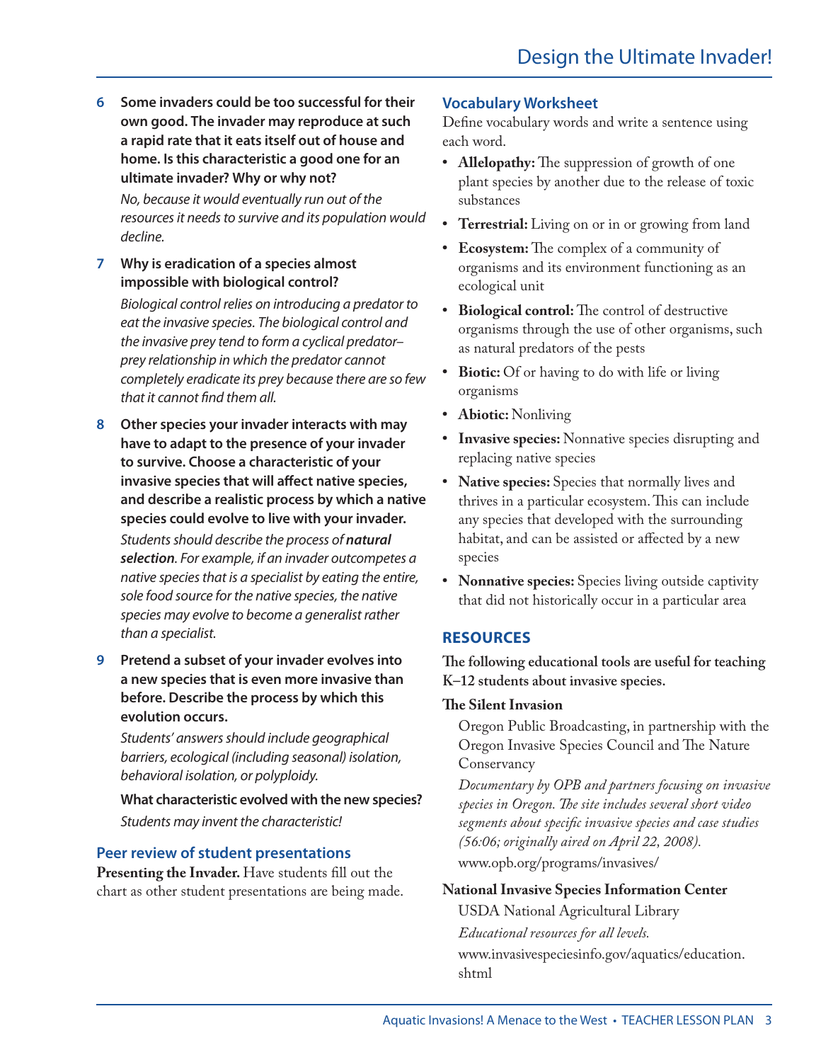**6 Some invaders could be too successful for their own good. The invader may reproduce at such a rapid rate that it eats itself out of house and home. Is this characteristic a good one for an ultimate invader? Why or why not?**

*No, because it would eventually run out of the resources it needs to survive and its population would decline.*

**7 Why is eradication of a species almost impossible with biological control?**

*Biological control relies on introducing a predator to eat the invasive species. The biological control and the invasive prey tend to form a cyclical predator–prey relationship in which the predator cannot completely eradicate its prey because there are so few that it cannot find them all.*

**8 Other species your invader interacts with may have to adapt to the presence of your invader to survive. Choose a characteristic of your invasive species that will affect native species, and describe a realistic process by which a native species could evolve to live with your invader.**

*Students should describe the process of* ***natural selection****. For example, if an invader outcompetes a native species that is a specialist by eating the entire, sole food source for the native species, the native species may evolve to become a generalist rather than a specialist.*

**9 Pretend a subset of your invader evolves into a new species that is even more invasive than before. Describe the process by which this evolution occurs.**

*Students' answers should include geographical barriers, ecological (including seasonal) isolation, behavioral isolation, or polyploidy.*

**What characteristic evolved with the new species?**

*Students may invent the characteristic!*

### Peer review of student presentations

**Presenting the Invader.** Have students fill out the chart as other student presentations are being made.

### Vocabulary Worksheet

Define vocabulary words and write a sentence using each word.

- **Allelopathy:** The suppression of growth of one plant species by another due to the release of toxic substances
- **Terrestrial:** Living on or in or growing from land
- **Ecosystem:** The complex of a community of organisms and its environment functioning as an ecological unit
- **Biological control:** The control of destructive organisms through the use of other organisms, such as natural predators of the pests
- **Biotic:** Of or having to do with life or living organisms
- **Abiotic:** Nonliving
- **Invasive species:** Nonnative species disrupting and replacing native species
- **Native species:** Species that normally lives and thrives in a particular ecosystem. This can include any species that developed with the surrounding habitat, and can be assisted or affected by a new species
- **Nonnative species:** Species living outside captivity that did not historically occur in a particular area

## RESOURCES

**The following educational tools are useful for teaching K–12 students about invasive species.**

**The Silent Invasion**

Oregon Public Broadcasting, in partnership with the Oregon Invasive Species Council and The Nature Conservancy

*Documentary by OPB and partners focusing on invasive species in Oregon. The site includes several short video segments about specific invasive species and case studies (56:06; originally aired on April 22, 2008).*

www.opb.org/programs/invasives/

**National Invasive Species Information Center**

USDA National Agricultural Library

*Educational resources for all levels.*

www.invasivespeciesinfo.gov/aquatics/education.shtml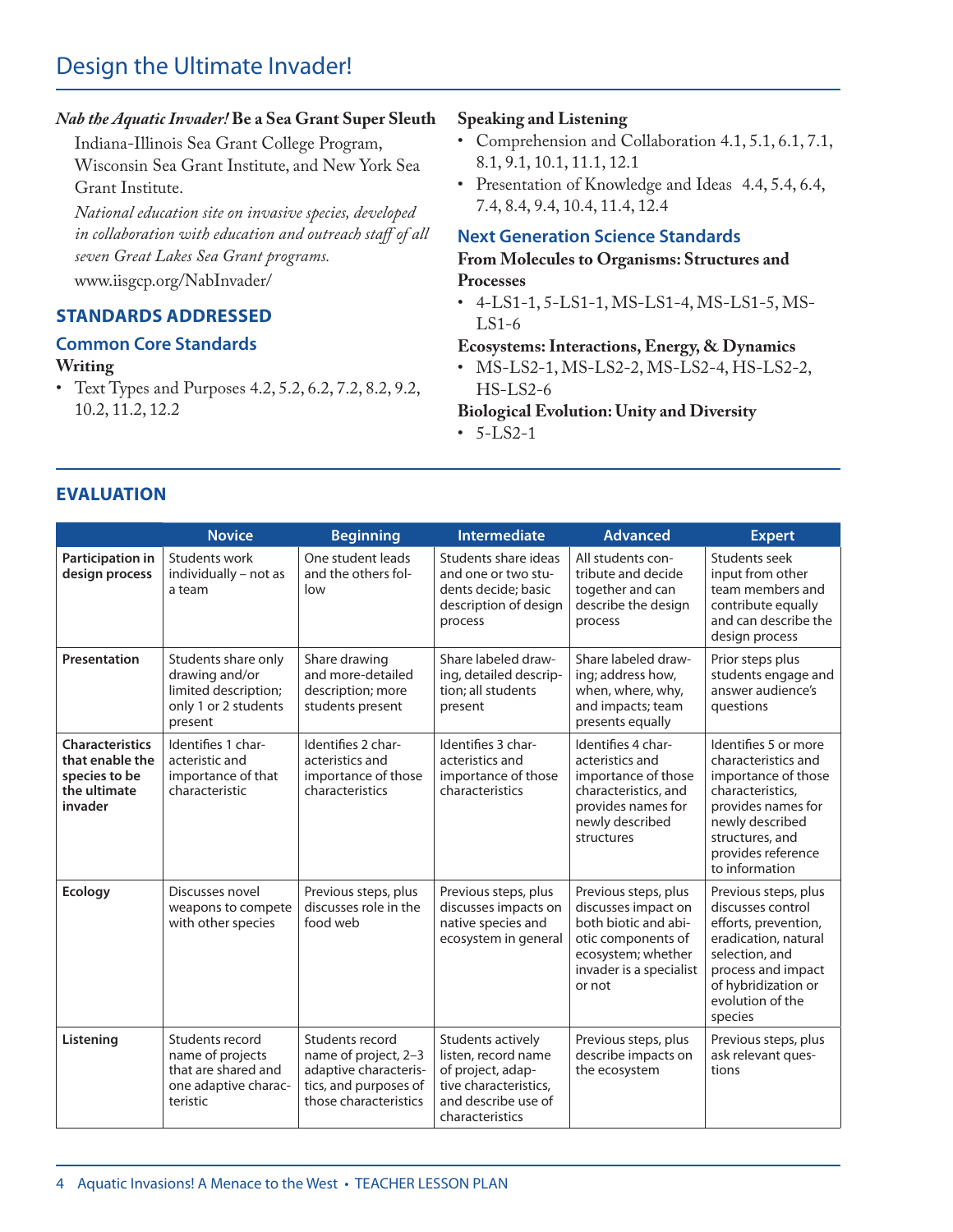# Design the Ultimate Invader!

***Nab the Aquatic Invader!* Be a Sea Grant Super Sleuth**

Indiana-Illinois Sea Grant College Program, Wisconsin Sea Grant Institute, and New York Sea Grant Institute.

*National education site on invasive species, developed in collaboration with education and outreach staff of all seven Great Lakes Sea Grant programs.*

www.iisgcp.org/NabInvader/

## STANDARDS ADDRESSED

### Common Core Standards

**Writing**

- Text Types and Purposes 4.2, 5.2, 6.2, 7.2, 8.2, 9.2, 10.2, 11.2, 12.2

**Speaking and Listening**

- Comprehension and Collaboration 4.1, 5.1, 6.1, 7.1, 8.1, 9.1, 10.1, 11.1, 12.1
- Presentation of Knowledge and Ideas 4.4, 5.4, 6.4, 7.4, 8.4, 9.4, 10.4, 11.4, 12.4

### Next Generation Science Standards

**From Molecules to Organisms: Structures and Processes**

- 4-LS1-1, 5-LS1-1, MS-LS1-4, MS-LS1-5, MS-LS1-6

**Ecosystems: Interactions, Energy, & Dynamics**

- MS-LS2-1, MS-LS2-2, MS-LS2-4, HS-LS2-2, HS-LS2-6

**Biological Evolution: Unity and Diversity**

- 5-LS2-1

## EVALUATION

| | Novice | Beginning | Intermediate | Advanced | Expert |
|---|---|---|---|---|---|
| **Participation in design process** | Students work individually – not as a team | One student leads and the others follow | Students share ideas and one or two students decide; basic description of design process | All students contribute and decide together and can describe the design process | Students seek input from other team members and contribute equally and can describe the design process |
| **Presentation** | Students share only drawing and/or limited description; only 1 or 2 students present | Share drawing and more-detailed description; more students present | Share labeled drawing, detailed description; all students present | Share labeled drawing; address how, when, where, why, and impacts; team presents equally | Prior steps plus students engage and answer audience's questions |
| **Characteristics that enable the species to be the ultimate invader** | Identifies 1 characteristic and importance of that characteristic | Identifies 2 characteristics and importance of those characteristics | Identifies 3 characteristics and importance of those characteristics | Identifies 4 characteristics and importance of those characteristics, and provides names for newly described structures | Identifies 5 or more characteristics and importance of those characteristics, provides names for newly described structures, and provides reference to information |
| **Ecology** | Discusses novel weapons to compete with other species | Previous steps, plus discusses role in the food web | Previous steps, plus discusses impacts on native species and ecosystem in general | Previous steps, plus discusses impact on both biotic and abiotic components of ecosystem; whether invader is a specialist or not | Previous steps, plus discusses control efforts, prevention, eradication, natural selection, and process and impact of hybridization or evolution of the species |
| **Listening** | Students record name of projects that are shared and one adaptive characteristic | Students record name of project, 2–3 adaptive characteristics, and purposes of those characteristics | Students actively listen, record name of project, adaptive characteristics, and describe use of characteristics | Previous steps, plus describe impacts on the ecosystem | Previous steps, plus ask relevant questions |